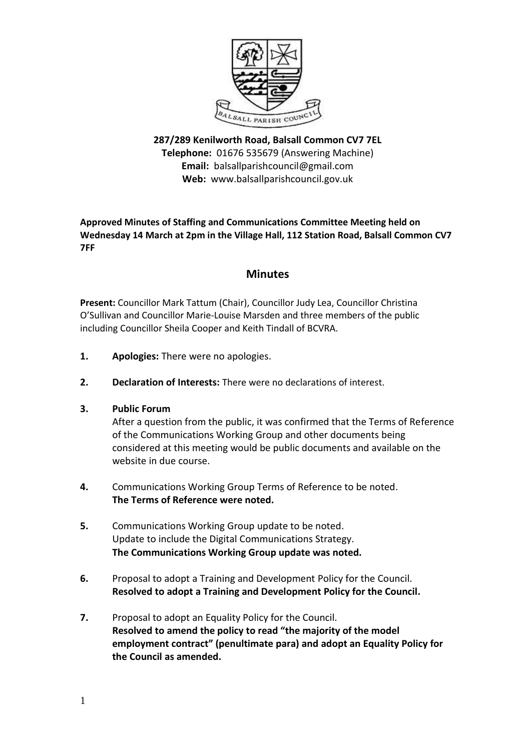**287/289 Kenilworth Road, Balsall Common CV7 7EL**
**Telephone:** 01676 535679 (Answering Machine)
**Email:** balsallparishcouncil@gmail.com
**Web:** www.balsallparishcouncil.gov.uk

**Approved Minutes of Staffing and Communications Committee Meeting held on Wednesday 14 March at 2pm in the Village Hall, 112 Station Road, Balsall Common CV7 7FF**

## Minutes

**Present:** Councillor Mark Tattum (Chair), Councillor Judy Lea, Councillor Christina O'Sullivan and Councillor Marie-Louise Marsden and three members of the public including Councillor Sheila Cooper and Keith Tindall of BCVRA.

**1. Apologies:** There were no apologies.

**2. Declaration of Interests:** There were no declarations of interest.

**3. Public Forum**

After a question from the public, it was confirmed that the Terms of Reference of the Communications Working Group and other documents being considered at this meeting would be public documents and available on the website in due course.

**4.** Communications Working Group Terms of Reference to be noted.
**The Terms of Reference were noted.**

**5.** Communications Working Group update to be noted.
Update to include the Digital Communications Strategy.
**The Communications Working Group update was noted.**

**6.** Proposal to adopt a Training and Development Policy for the Council.
**Resolved to adopt a Training and Development Policy for the Council.**

**7.** Proposal to adopt an Equality Policy for the Council.
**Resolved to amend the policy to read "the majority of the model employment contract" (penultimate para) and adopt an Equality Policy for the Council as amended.**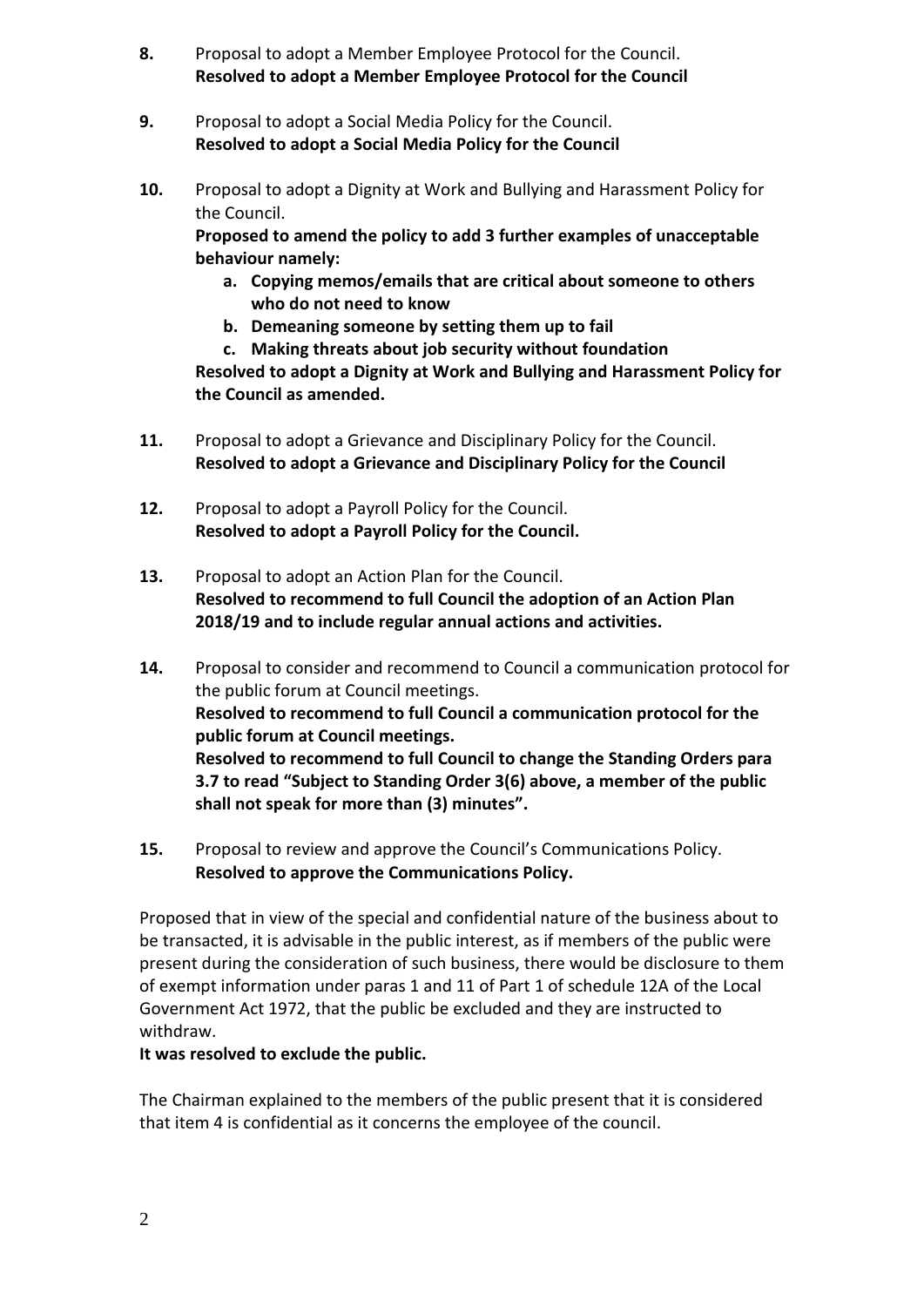8. Proposal to adopt a Member Employee Protocol for the Council.
   **Resolved to adopt a Member Employee Protocol for the Council**

9. Proposal to adopt a Social Media Policy for the Council.
   **Resolved to adopt a Social Media Policy for the Council**

10. Proposal to adopt a Dignity at Work and Bullying and Harassment Policy for the Council.
    **Proposed to amend the policy to add 3 further examples of unacceptable behaviour namely:**
    a. **Copying memos/emails that are critical about someone to others who do not need to know**
    b. **Demeaning someone by setting them up to fail**
    c. **Making threats about job security without foundation**

    **Resolved to adopt a Dignity at Work and Bullying and Harassment Policy for the Council as amended.**

11. Proposal to adopt a Grievance and Disciplinary Policy for the Council.
    **Resolved to adopt a Grievance and Disciplinary Policy for the Council**

12. Proposal to adopt a Payroll Policy for the Council.
    **Resolved to adopt a Payroll Policy for the Council.**

13. Proposal to adopt an Action Plan for the Council.
    **Resolved to recommend to full Council the adoption of an Action Plan 2018/19 and to include regular annual actions and activities.**

14. Proposal to consider and recommend to Council a communication protocol for the public forum at Council meetings.
    **Resolved to recommend to full Council a communication protocol for the public forum at Council meetings.**
    **Resolved to recommend to full Council to change the Standing Orders para 3.7 to read "Subject to Standing Order 3(6) above, a member of the public shall not speak for more than (3) minutes".**

15. Proposal to review and approve the Council's Communications Policy.
    **Resolved to approve the Communications Policy.**

Proposed that in view of the special and confidential nature of the business about to be transacted, it is advisable in the public interest, as if members of the public were present during the consideration of such business, there would be disclosure to them of exempt information under paras 1 and 11 of Part 1 of schedule 12A of the Local Government Act 1972, that the public be excluded and they are instructed to withdraw.

**It was resolved to exclude the public.**

The Chairman explained to the members of the public present that it is considered that item 4 is confidential as it concerns the employee of the council.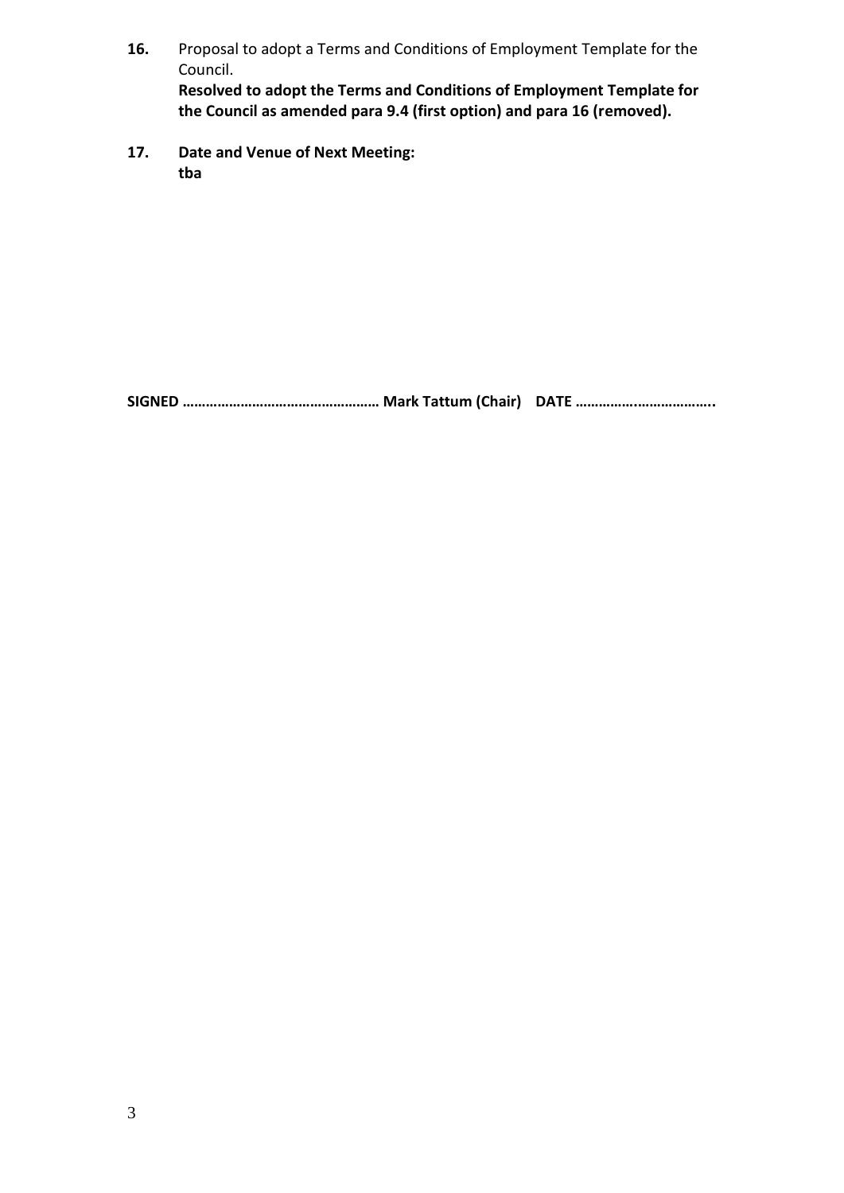**16.** Proposal to adopt a Terms and Conditions of Employment Template for the Council.
**Resolved to adopt the Terms and Conditions of Employment Template for the Council as amended para 9.4 (first option) and para 16 (removed).**

**17. Date and Venue of Next Meeting:**
**tba**

**SIGNED ………………………………………… Mark Tattum (Chair) DATE ……………………………..**